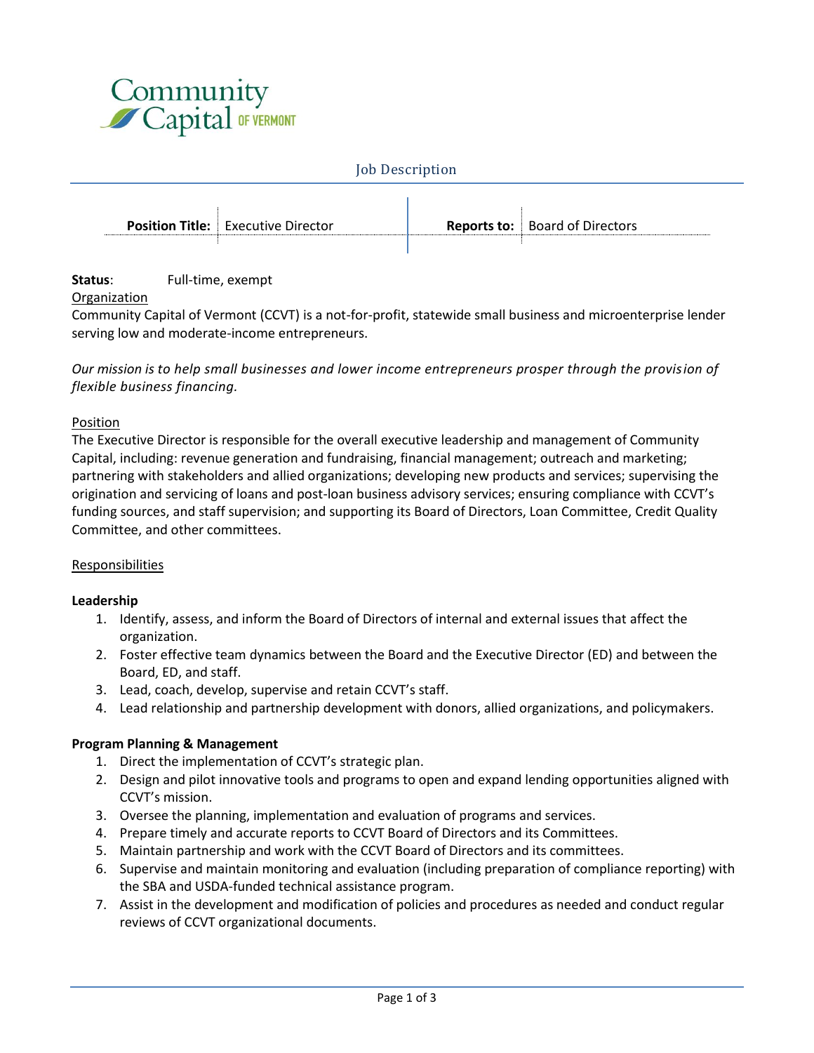Community Capital OF VERMONT

# Job Description

| Position Title: | Executive Director | Reports to: | Board of Directors |
|---|---|---|---|

**Status**: Full-time, exempt

Organization

Community Capital of Vermont (CCVT) is a not-for-profit, statewide small business and microenterprise lender serving low and moderate-income entrepreneurs.

*Our mission is to help small businesses and lower income entrepreneurs prosper through the provision of flexible business financing.*

Position

The Executive Director is responsible for the overall executive leadership and management of Community Capital, including: revenue generation and fundraising, financial management; outreach and marketing; partnering with stakeholders and allied organizations; developing new products and services; supervising the origination and servicing of loans and post-loan business advisory services; ensuring compliance with CCVT's funding sources, and staff supervision; and supporting its Board of Directors, Loan Committee, Credit Quality Committee, and other committees.

Responsibilities

**Leadership**

1. Identify, assess, and inform the Board of Directors of internal and external issues that affect the organization.
2. Foster effective team dynamics between the Board and the Executive Director (ED) and between the Board, ED, and staff.
3. Lead, coach, develop, supervise and retain CCVT's staff.
4. Lead relationship and partnership development with donors, allied organizations, and policymakers.

**Program Planning & Management**

1. Direct the implementation of CCVT's strategic plan.
2. Design and pilot innovative tools and programs to open and expand lending opportunities aligned with CCVT's mission.
3. Oversee the planning, implementation and evaluation of programs and services.
4. Prepare timely and accurate reports to CCVT Board of Directors and its Committees.
5. Maintain partnership and work with the CCVT Board of Directors and its committees.
6. Supervise and maintain monitoring and evaluation (including preparation of compliance reporting) with the SBA and USDA-funded technical assistance program.
7. Assist in the development and modification of policies and procedures as needed and conduct regular reviews of CCVT organizational documents.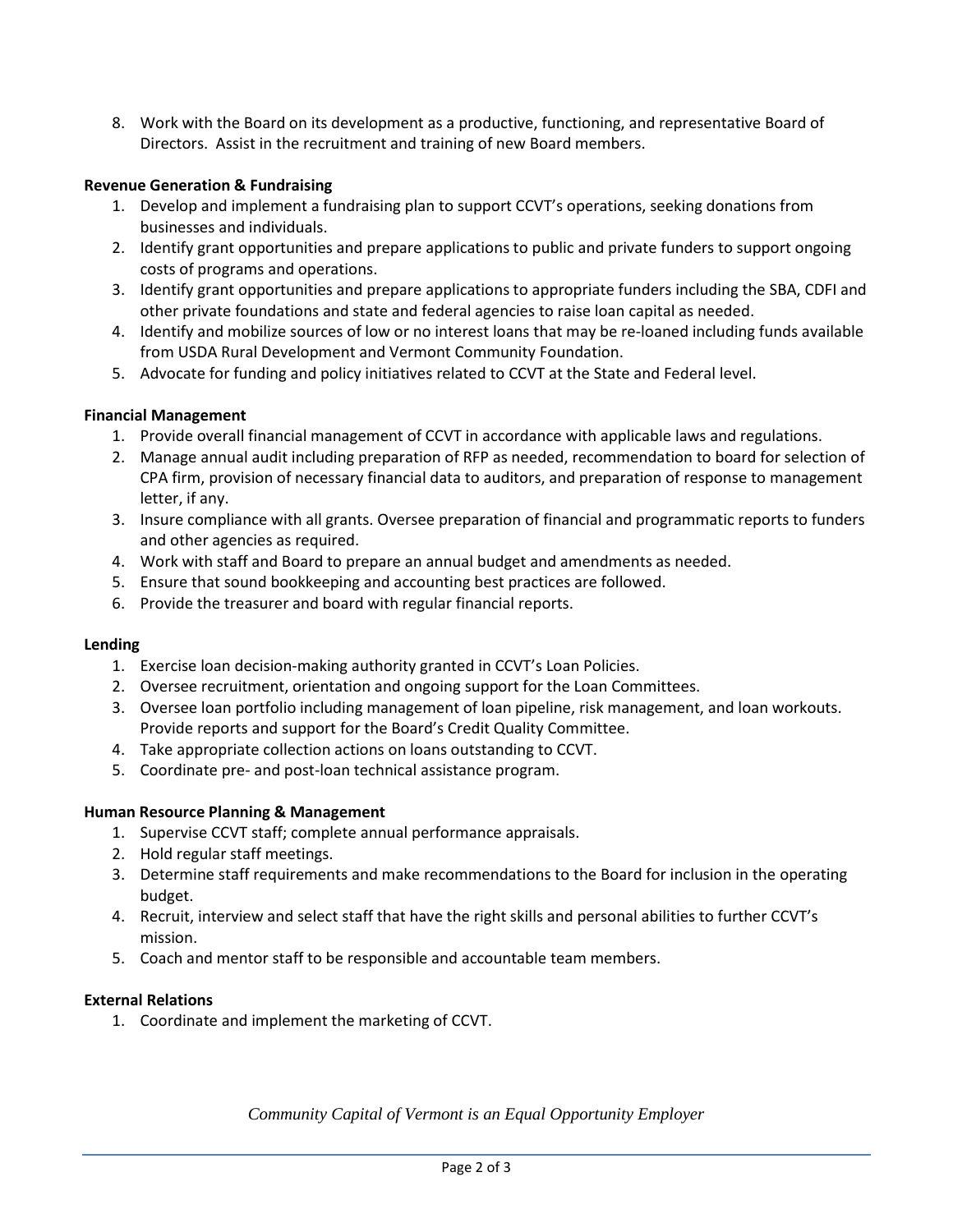8. Work with the Board on its development as a productive, functioning, and representative Board of Directors. Assist in the recruitment and training of new Board members.

**Revenue Generation & Fundraising**

1. Develop and implement a fundraising plan to support CCVT's operations, seeking donations from businesses and individuals.
2. Identify grant opportunities and prepare applications to public and private funders to support ongoing costs of programs and operations.
3. Identify grant opportunities and prepare applications to appropriate funders including the SBA, CDFI and other private foundations and state and federal agencies to raise loan capital as needed.
4. Identify and mobilize sources of low or no interest loans that may be re-loaned including funds available from USDA Rural Development and Vermont Community Foundation.
5. Advocate for funding and policy initiatives related to CCVT at the State and Federal level.

**Financial Management**

1. Provide overall financial management of CCVT in accordance with applicable laws and regulations.
2. Manage annual audit including preparation of RFP as needed, recommendation to board for selection of CPA firm, provision of necessary financial data to auditors, and preparation of response to management letter, if any.
3. Insure compliance with all grants. Oversee preparation of financial and programmatic reports to funders and other agencies as required.
4. Work with staff and Board to prepare an annual budget and amendments as needed.
5. Ensure that sound bookkeeping and accounting best practices are followed.
6. Provide the treasurer and board with regular financial reports.

**Lending**

1. Exercise loan decision-making authority granted in CCVT's Loan Policies.
2. Oversee recruitment, orientation and ongoing support for the Loan Committees.
3. Oversee loan portfolio including management of loan pipeline, risk management, and loan workouts. Provide reports and support for the Board's Credit Quality Committee.
4. Take appropriate collection actions on loans outstanding to CCVT.
5. Coordinate pre- and post-loan technical assistance program.

**Human Resource Planning & Management**

1. Supervise CCVT staff; complete annual performance appraisals.
2. Hold regular staff meetings.
3. Determine staff requirements and make recommendations to the Board for inclusion in the operating budget.
4. Recruit, interview and select staff that have the right skills and personal abilities to further CCVT's mission.
5. Coach and mentor staff to be responsible and accountable team members.

**External Relations**

1. Coordinate and implement the marketing of CCVT.

*Community Capital of Vermont is an Equal Opportunity Employer*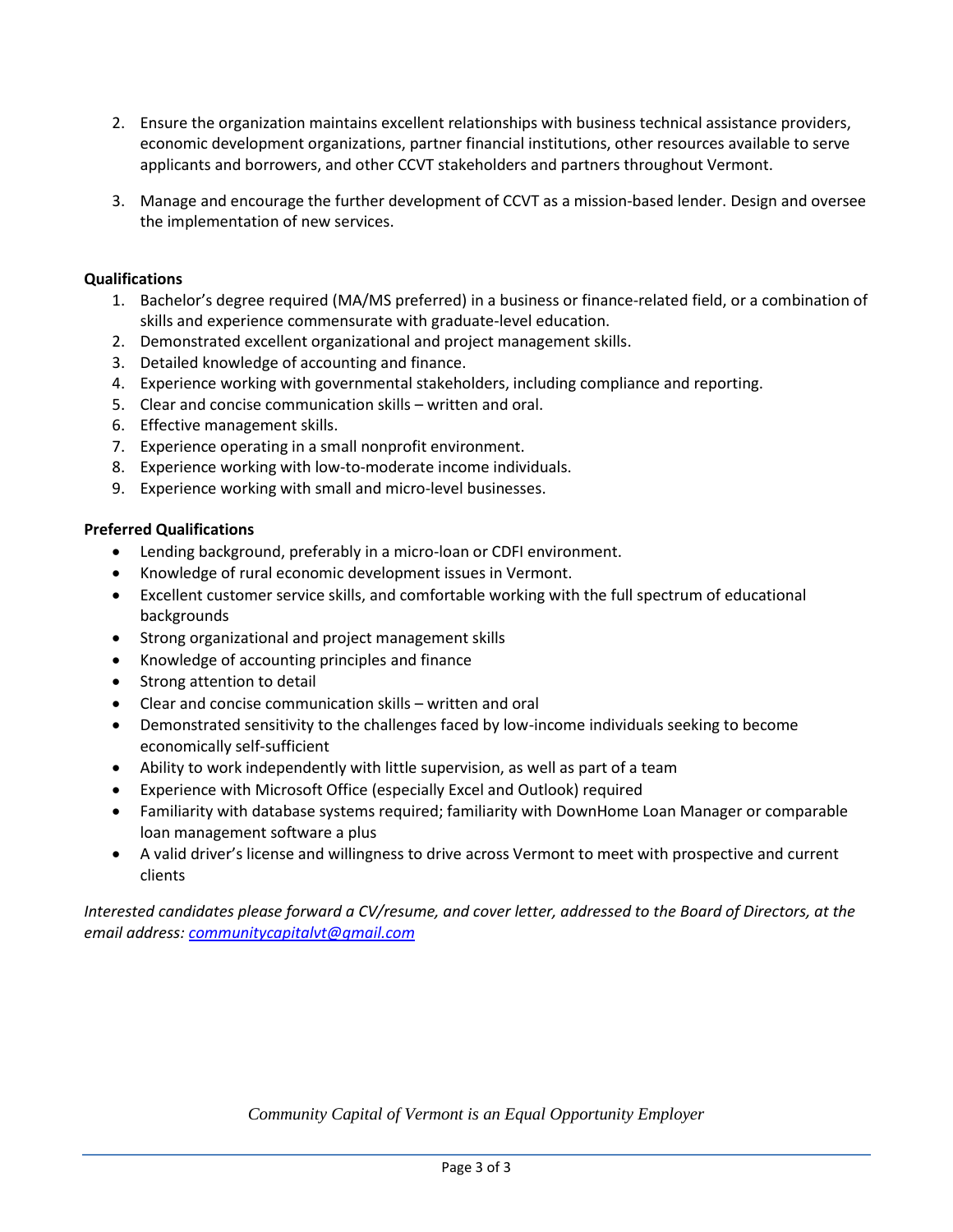2. Ensure the organization maintains excellent relationships with business technical assistance providers, economic development organizations, partner financial institutions, other resources available to serve applicants and borrowers, and other CCVT stakeholders and partners throughout Vermont.

3. Manage and encourage the further development of CCVT as a mission-based lender. Design and oversee the implementation of new services.

**Qualifications**

1. Bachelor's degree required (MA/MS preferred) in a business or finance-related field, or a combination of skills and experience commensurate with graduate-level education.
2. Demonstrated excellent organizational and project management skills.
3. Detailed knowledge of accounting and finance.
4. Experience working with governmental stakeholders, including compliance and reporting.
5. Clear and concise communication skills – written and oral.
6. Effective management skills.
7. Experience operating in a small nonprofit environment.
8. Experience working with low-to-moderate income individuals.
9. Experience working with small and micro-level businesses.

**Preferred Qualifications**

- Lending background, preferably in a micro-loan or CDFI environment.
- Knowledge of rural economic development issues in Vermont.
- Excellent customer service skills, and comfortable working with the full spectrum of educational backgrounds
- Strong organizational and project management skills
- Knowledge of accounting principles and finance
- Strong attention to detail
- Clear and concise communication skills – written and oral
- Demonstrated sensitivity to the challenges faced by low-income individuals seeking to become economically self-sufficient
- Ability to work independently with little supervision, as well as part of a team
- Experience with Microsoft Office (especially Excel and Outlook) required
- Familiarity with database systems required; familiarity with DownHome Loan Manager or comparable loan management software a plus
- A valid driver's license and willingness to drive across Vermont to meet with prospective and current clients

*Interested candidates please forward a CV/resume, and cover letter, addressed to the Board of Directors, at the email address: communitycapitalvt@gmail.com*

*Community Capital of Vermont is an Equal Opportunity Employer*